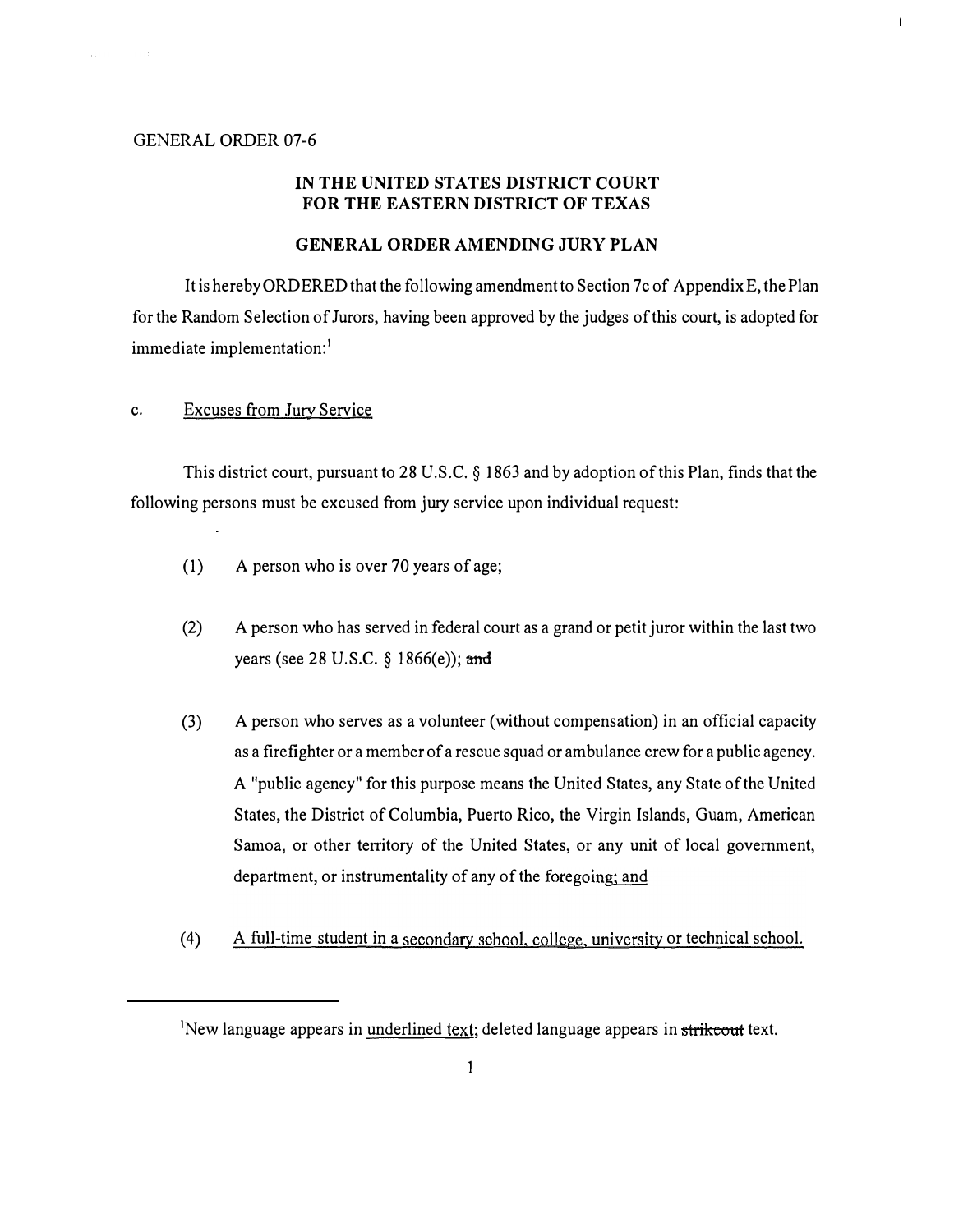GENERAL ORDER 07-6

**IN THE UNITED STATES DISTRICT COURT**
**FOR THE EASTERN DISTRICT OF TEXAS**

**GENERAL ORDER AMENDING JURY PLAN**

It is hereby ORDERED that the following amendment to Section 7c of Appendix E, the Plan for the Random Selection of Jurors, having been approved by the judges of this court, is adopted for immediate implementation:[1]

c. <u>Excuses from Jury Service</u>

This district court, pursuant to 28 U.S.C. § 1863 and by adoption of this Plan, finds that the following persons must be excused from jury service upon individual request:

(1) A person who is over 70 years of age;

(2) A person who has served in federal court as a grand or petit juror within the last two years (see 28 U.S.C. § 1866(e)); ~~and~~

(3) A person who serves as a volunteer (without compensation) in an official capacity as a firefighter or a member of a rescue squad or ambulance crew for a public agency. A "public agency" for this purpose means the United States, any State of the United States, the District of Columbia, Puerto Rico, the Virgin Islands, Guam, American Samoa, or other territory of the United States, or any unit of local government, department, or instrumentality of any of the foregoing<u>; and</u>

(4) <u>A full-time student in a secondary school, college, university or technical school.</u>

---

[1] New language appears in <u>underlined text</u>; deleted language appears in ~~strikeout~~ text.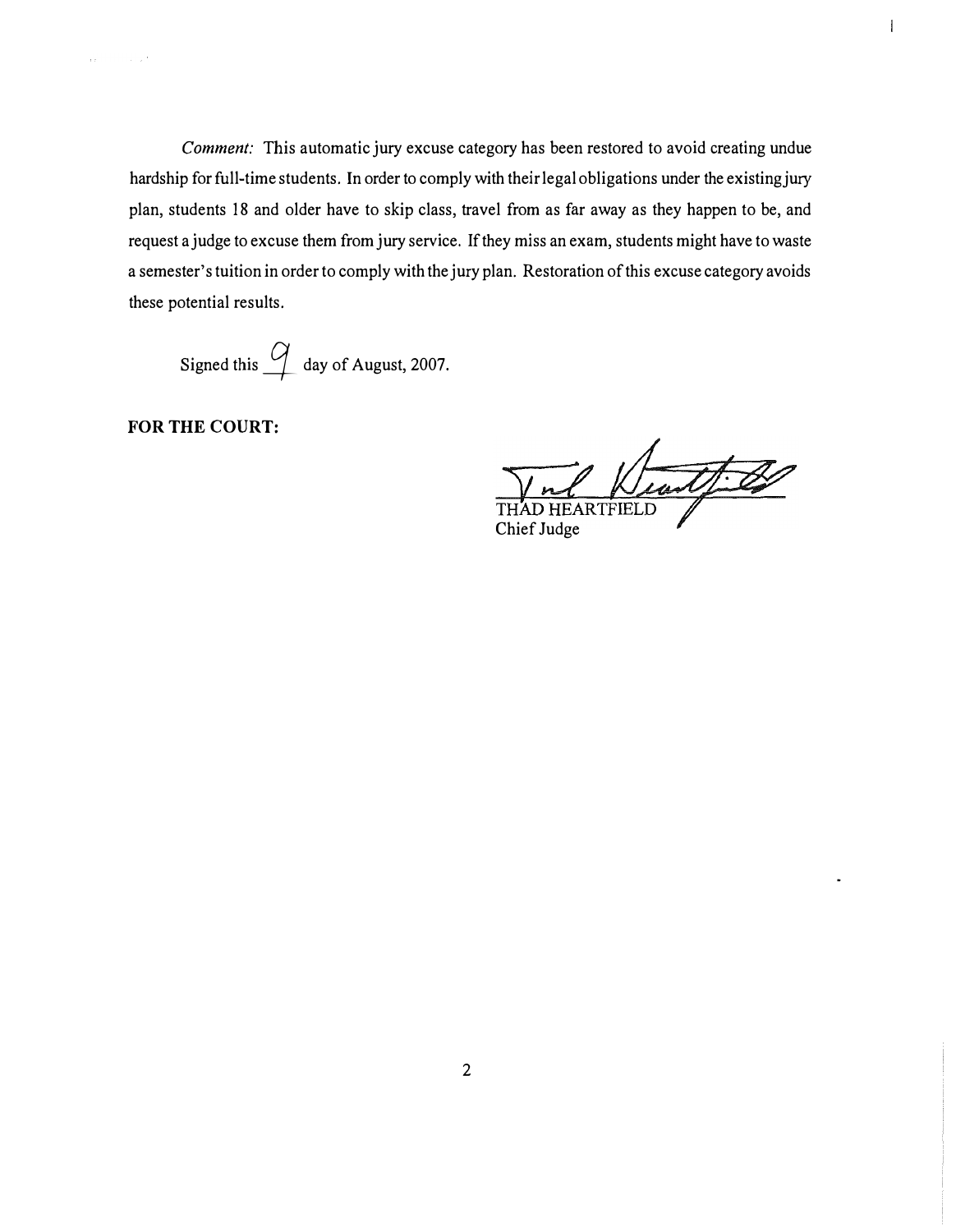*Comment:* This automatic jury excuse category has been restored to avoid creating undue hardship for full-time students. In order to comply with their legal obligations under the existing jury plan, students 18 and older have to skip class, travel from as far away as they happen to be, and request a judge to excuse them from jury service. If they miss an exam, students might have to waste a semester's tuition in order to comply with the jury plan. Restoration of this excuse category avoids these potential results.

Signed this 9 day of August, 2007.

**FOR THE COURT:**

THAD HEARTFIELD
Chief Judge